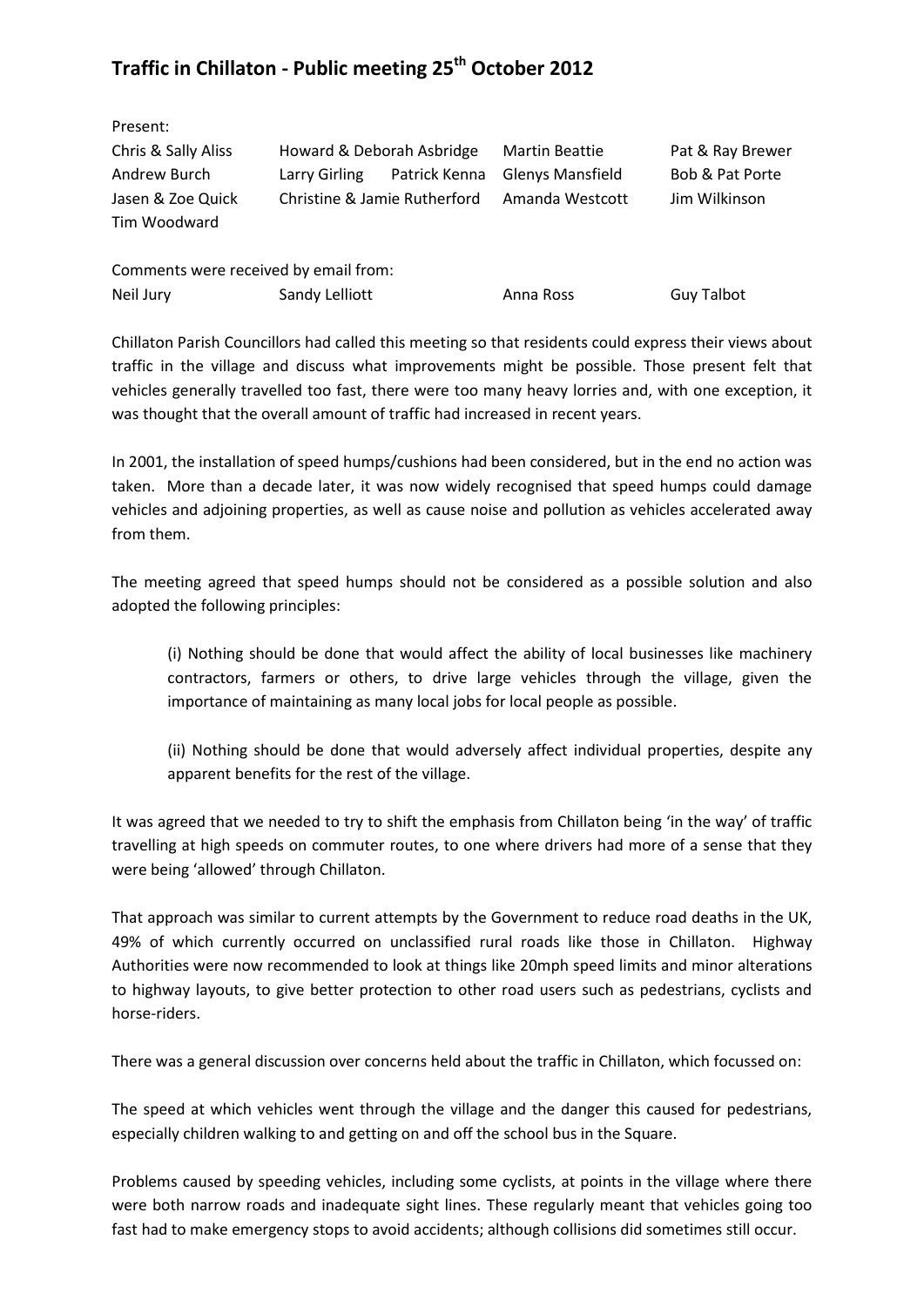# Traffic in Chillaton - Public meeting 25th October 2012

Present:

| | | | |
|---|---|---|---|
| Chris & Sally Aliss | Howard & Deborah Asbridge | Martin Beattie | Pat & Ray Brewer |
| Andrew Burch | Larry Girling Patrick Kenna | Glenys Mansfield | Bob & Pat Porte |
| Jasen & Zoe Quick | Christine & Jamie Rutherford | Amanda Westcott | Jim Wilkinson |
| Tim Woodward | | | |

Comments were received by email from:

| | | | |
|---|---|---|---|
| Neil Jury | Sandy Lelliott | Anna Ross | Guy Talbot |

Chillaton Parish Councillors had called this meeting so that residents could express their views about traffic in the village and discuss what improvements might be possible. Those present felt that vehicles generally travelled too fast, there were too many heavy lorries and, with one exception, it was thought that the overall amount of traffic had increased in recent years.

In 2001, the installation of speed humps/cushions had been considered, but in the end no action was taken. More than a decade later, it was now widely recognised that speed humps could damage vehicles and adjoining properties, as well as cause noise and pollution as vehicles accelerated away from them.

The meeting agreed that speed humps should not be considered as a possible solution and also adopted the following principles:

> (i) Nothing should be done that would affect the ability of local businesses like machinery contractors, farmers or others, to drive large vehicles through the village, given the importance of maintaining as many local jobs for local people as possible.
>
> (ii) Nothing should be done that would adversely affect individual properties, despite any apparent benefits for the rest of the village.

It was agreed that we needed to try to shift the emphasis from Chillaton being 'in the way' of traffic travelling at high speeds on commuter routes, to one where drivers had more of a sense that they were being 'allowed' through Chillaton.

That approach was similar to current attempts by the Government to reduce road deaths in the UK, 49% of which currently occurred on unclassified rural roads like those in Chillaton. Highway Authorities were now recommended to look at things like 20mph speed limits and minor alterations to highway layouts, to give better protection to other road users such as pedestrians, cyclists and horse-riders.

There was a general discussion over concerns held about the traffic in Chillaton, which focussed on:

The speed at which vehicles went through the village and the danger this caused for pedestrians, especially children walking to and getting on and off the school bus in the Square.

Problems caused by speeding vehicles, including some cyclists, at points in the village where there were both narrow roads and inadequate sight lines. These regularly meant that vehicles going too fast had to make emergency stops to avoid accidents; although collisions did sometimes still occur.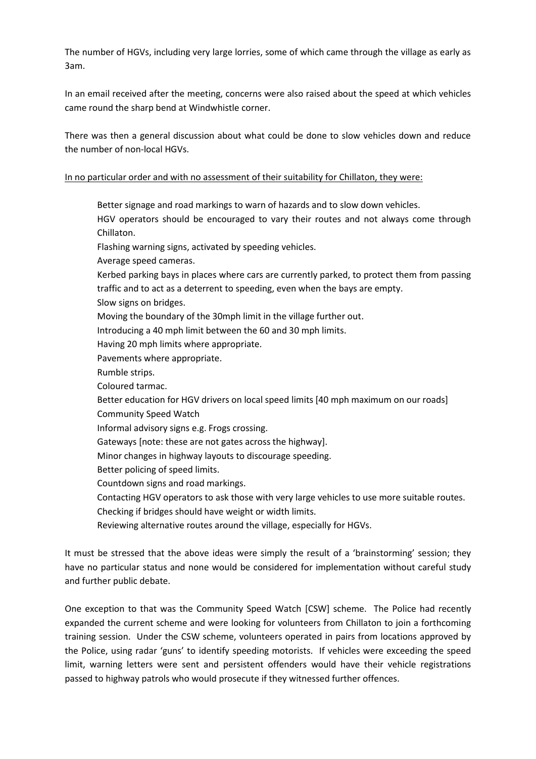The number of HGVs, including very large lorries, some of which came through the village as early as 3am.

In an email received after the meeting, concerns were also raised about the speed at which vehicles came round the sharp bend at Windwhistle corner.

There was then a general discussion about what could be done to slow vehicles down and reduce the number of non-local HGVs.

<u>In no particular order and with no assessment of their suitability for Chillaton, they were:</u>

- Better signage and road markings to warn of hazards and to slow down vehicles.
- HGV operators should be encouraged to vary their routes and not always come through Chillaton.
- Flashing warning signs, activated by speeding vehicles.
- Average speed cameras.
- Kerbed parking bays in places where cars are currently parked, to protect them from passing traffic and to act as a deterrent to speeding, even when the bays are empty.
- Slow signs on bridges.
- Moving the boundary of the 30mph limit in the village further out.
- Introducing a 40 mph limit between the 60 and 30 mph limits.
- Having 20 mph limits where appropriate.
- Pavements where appropriate.
- Rumble strips.
- Coloured tarmac.
- Better education for HGV drivers on local speed limits [40 mph maximum on our roads]
- Community Speed Watch
- Informal advisory signs e.g. Frogs crossing.
- Gateways [note: these are not gates across the highway].
- Minor changes in highway layouts to discourage speeding.
- Better policing of speed limits.
- Countdown signs and road markings.
- Contacting HGV operators to ask those with very large vehicles to use more suitable routes.
- Checking if bridges should have weight or width limits.
- Reviewing alternative routes around the village, especially for HGVs.

It must be stressed that the above ideas were simply the result of a 'brainstorming' session; they have no particular status and none would be considered for implementation without careful study and further public debate.

One exception to that was the Community Speed Watch [CSW] scheme. The Police had recently expanded the current scheme and were looking for volunteers from Chillaton to join a forthcoming training session. Under the CSW scheme, volunteers operated in pairs from locations approved by the Police, using radar 'guns' to identify speeding motorists. If vehicles were exceeding the speed limit, warning letters were sent and persistent offenders would have their vehicle registrations passed to highway patrols who would prosecute if they witnessed further offences.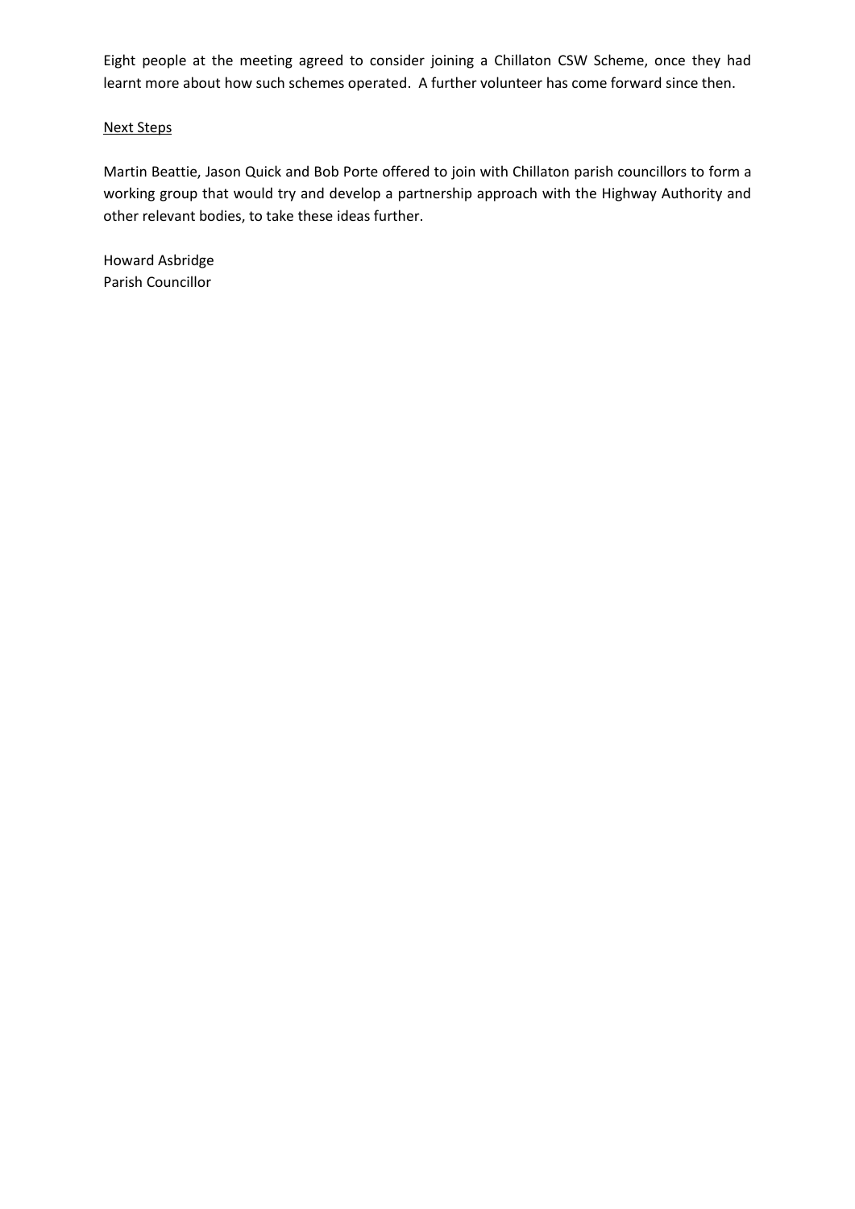Eight people at the meeting agreed to consider joining a Chillaton CSW Scheme, once they had learnt more about how such schemes operated. A further volunteer has come forward since then.

## Next Steps

Martin Beattie, Jason Quick and Bob Porte offered to join with Chillaton parish councillors to form a working group that would try and develop a partnership approach with the Highway Authority and other relevant bodies, to take these ideas further.

Howard Asbridge
Parish Councillor